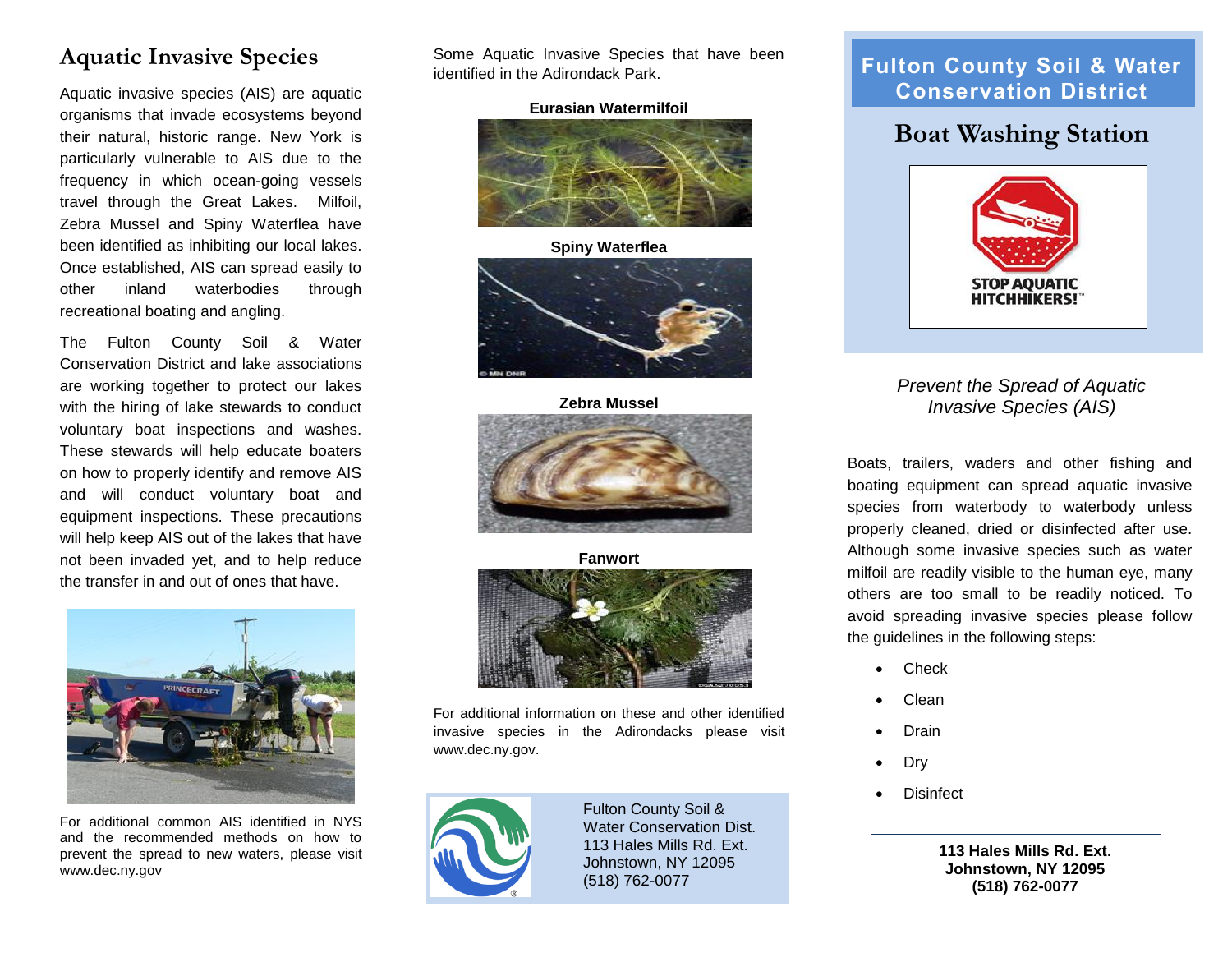## Aquatic Invasive Species

Aquatic invasive species (AIS) are aquatic organisms that invade ecosystems beyond their natural, historic range. New York is particularly vulnerable to AIS due to the frequency in which ocean-going vessels travel through the Great Lakes. Milfoil, Zebra Mussel and Spiny Waterflea have been identified as inhibiting our local lakes. Once established, AIS can spread easily to other inland waterbodies through recreational boating and angling.

The Fulton County Soil & Water Conservation District and lake associations are working together to protect our lakes with the hiring of lake stewards to conduct voluntary boat inspections and washes. These stewards will help educate boaters on how to properly identify and remove AIS and will conduct voluntary boat and equipment inspections. These precautions will help keep AIS out of the lakes that have not been invaded yet, and to help reduce the transfer in and out of ones that have.

For additional common AIS identified in NYS and the recommended methods on how to prevent the spread to new waters, please visit www.dec.ny.gov

Some Aquatic Invasive Species that have been identified in the Adirondack Park.

**Eurasian Watermilfoil**

**Spiny Waterflea**

**Zebra Mussel**

**Fanwort**

For additional information on these and other identified invasive species in the Adirondacks please visit www.dec.ny.gov.

Fulton County Soil & Water Conservation Dist.
113 Hales Mills Rd. Ext.
Johnstown, NY 12095
(518) 762-0077

# Fulton County Soil & Water Conservation District

## Boat Washing Station

STOP AQUATIC HITCHHIKERS!™

*Prevent the Spread of Aquatic Invasive Species (AIS)*

Boats, trailers, waders and other fishing and boating equipment can spread aquatic invasive species from waterbody to waterbody unless properly cleaned, dried or disinfected after use. Although some invasive species such as water milfoil are readily visible to the human eye, many others are too small to be readily noticed. To avoid spreading invasive species please follow the guidelines in the following steps:

- Check
- Clean
- Drain
- Dry
- Disinfect

---

**113 Hales Mills Rd. Ext.**
**Johnstown, NY 12095**
**(518) 762-0077**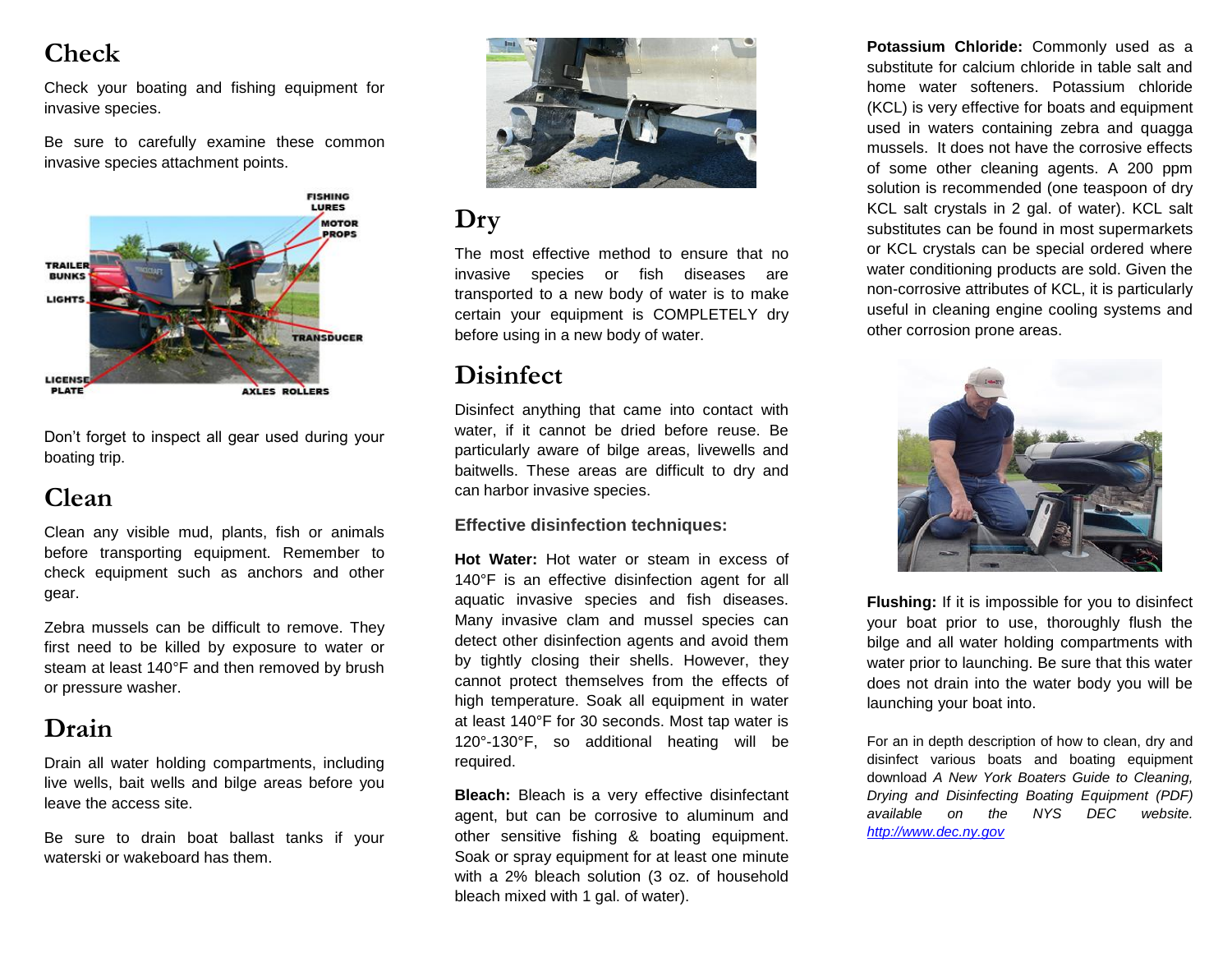## Check

Check your boating and fishing equipment for invasive species.

Be sure to carefully examine these common invasive species attachment points.

FISHING LURES

MOTOR PROPS

TRAILER BUNKS

LIGHTS

TRANSDUCER

LICENSE PLATE

AXLES ROLLERS

Don't forget to inspect all gear used during your boating trip.

## Clean

Clean any visible mud, plants, fish or animals before transporting equipment. Remember to check equipment such as anchors and other gear.

Zebra mussels can be difficult to remove. They first need to be killed by exposure to water or steam at least 140°F and then removed by brush or pressure washer.

## Drain

Drain all water holding compartments, including live wells, bait wells and bilge areas before you leave the access site.

Be sure to drain boat ballast tanks if your waterski or wakeboard has them.

## Dry

The most effective method to ensure that no invasive species or fish diseases are transported to a new body of water is to make certain your equipment is COMPLETELY dry before using in a new body of water.

## Disinfect

Disinfect anything that came into contact with water, if it cannot be dried before reuse. Be particularly aware of bilge areas, livewells and baitwells. These areas are difficult to dry and can harbor invasive species.

### Effective disinfection techniques:

**Hot Water:** Hot water or steam in excess of 140°F is an effective disinfection agent for all aquatic invasive species and fish diseases. Many invasive clam and mussel species can detect other disinfection agents and avoid them by tightly closing their shells. However, they cannot protect themselves from the effects of high temperature. Soak all equipment in water at least 140°F for 30 seconds. Most tap water is 120°-130°F, so additional heating will be required.

**Bleach:** Bleach is a very effective disinfectant agent, but can be corrosive to aluminum and other sensitive fishing & boating equipment. Soak or spray equipment for at least one minute with a 2% bleach solution (3 oz. of household bleach mixed with 1 gal. of water).

**Potassium Chloride:** Commonly used as a substitute for calcium chloride in table salt and home water softeners. Potassium chloride (KCL) is very effective for boats and equipment used in waters containing zebra and quagga mussels. It does not have the corrosive effects of some other cleaning agents. A 200 ppm solution is recommended (one teaspoon of dry KCL salt crystals in 2 gal. of water). KCL salt substitutes can be found in most supermarkets or KCL crystals can be special ordered where water conditioning products are sold. Given the non-corrosive attributes of KCL, it is particularly useful in cleaning engine cooling systems and other corrosion prone areas.

**Flushing:** If it is impossible for you to disinfect your boat prior to use, thoroughly flush the bilge and all water holding compartments with water prior to launching. Be sure that this water does not drain into the water body you will be launching your boat into.

For an in depth description of how to clean, dry and disinfect various boats and boating equipment download *A New York Boaters Guide to Cleaning, Drying and Disinfecting Boating Equipment (PDF) available on the NYS DEC website.* *http://www.dec.ny.gov*